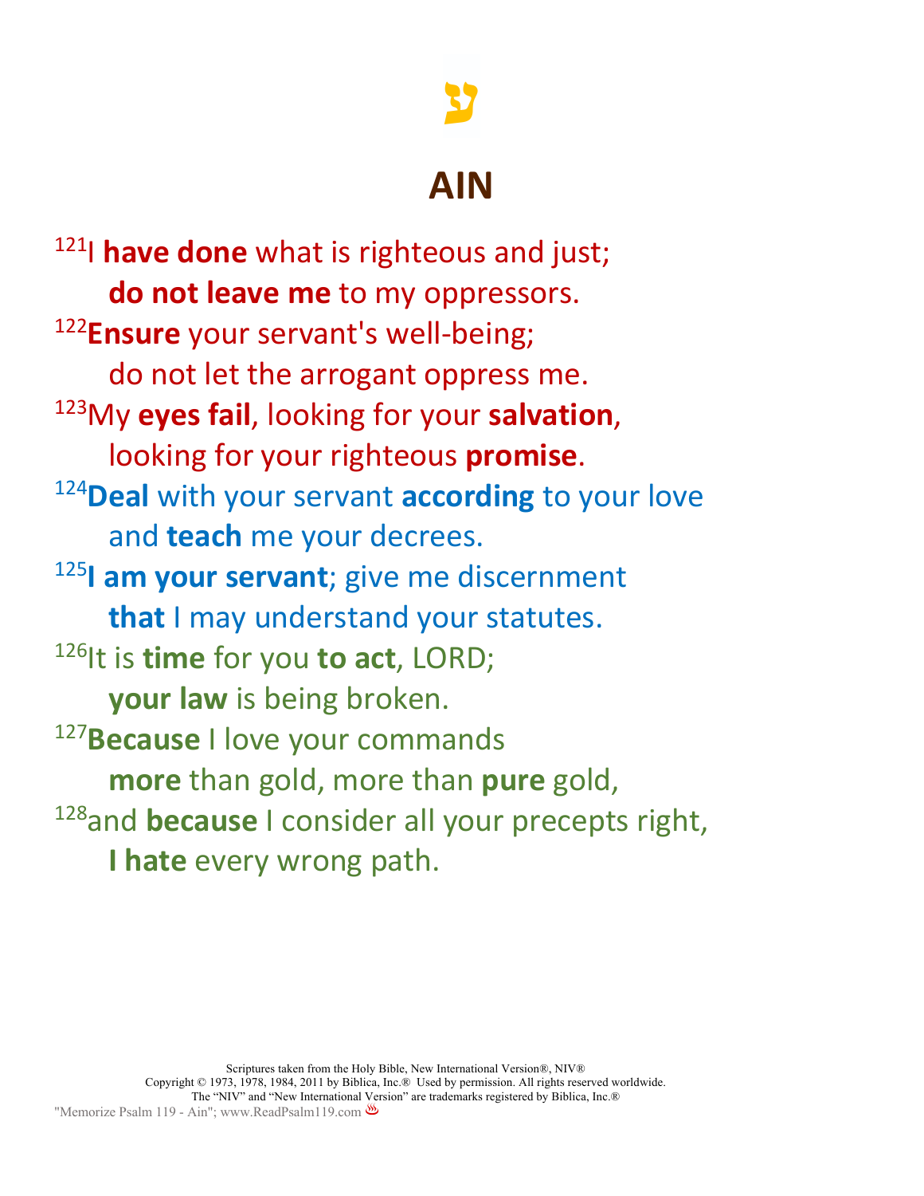# ע

# AIN

[121]I **have done** what is righteous and just;
  **do not leave me** to my oppressors.
[122]**Ensure** your servant's well-being;
  do not let the arrogant oppress me.
[123]My **eyes fail**, looking for your **salvation**,
  looking for your righteous **promise**.
[124]**Deal** with your servant **according** to your love
  and **teach** me your decrees.
[125]**I am your servant**; give me discernment
  **that** I may understand your statutes.
[126]It is **time** for you **to act**, LORD;
  **your law** is being broken.
[127]**Because** I love your commands
  **more** than gold, more than **pure** gold,
[128]and **because** I consider all your precepts right,
  **I hate** every wrong path.

Scriptures taken from the Holy Bible, New International Version®, NIV®
Copyright © 1973, 1978, 1984, 2011 by Biblica, Inc.® Used by permission. All rights reserved worldwide.
The "NIV" and "New International Version" are trademarks registered by Biblica, Inc.®
"Memorize Psalm 119 - Ain"; www.ReadPsalm119.com ♨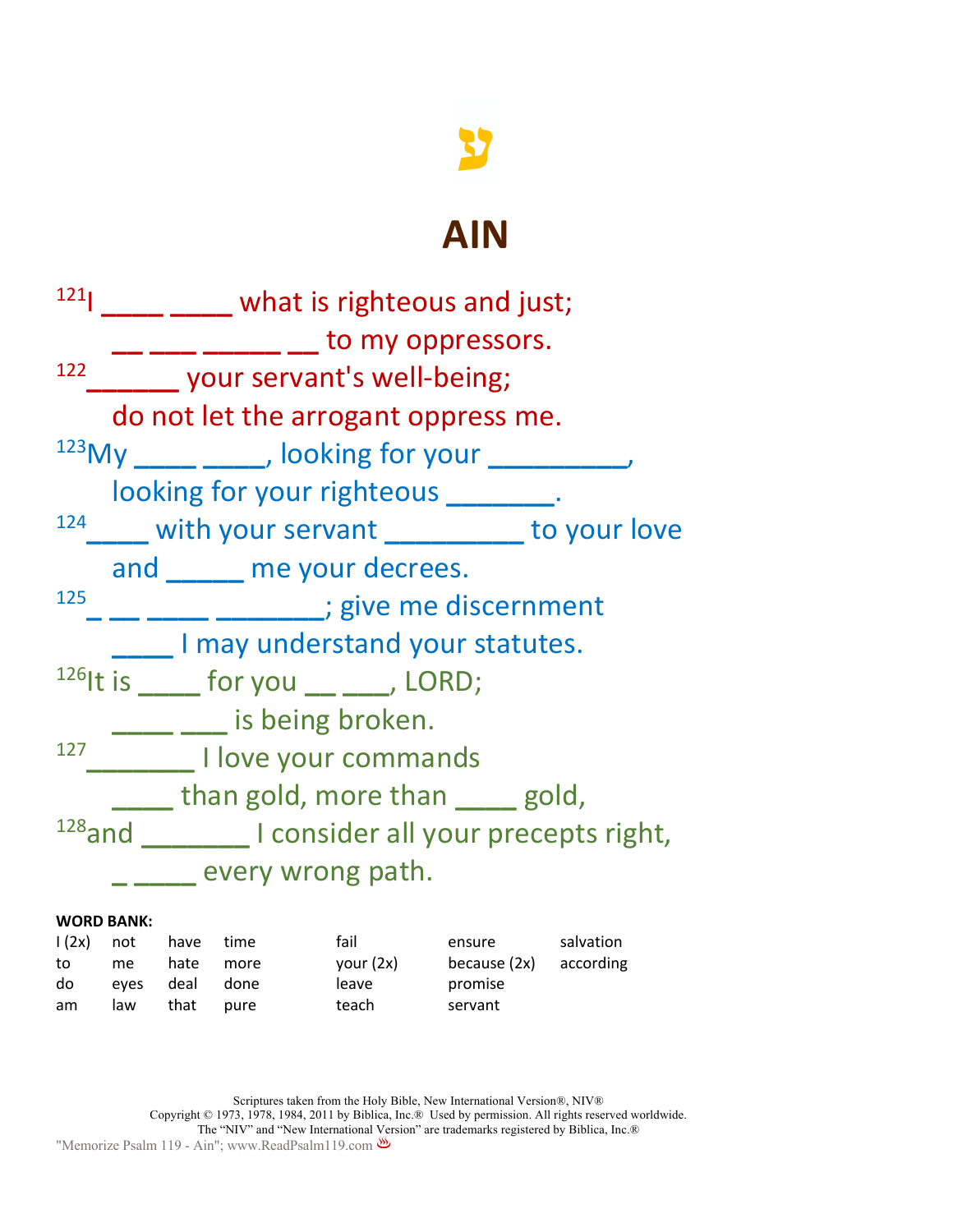ע

# AIN

[121]I ____ ____ what is righteous and just;
__ ___ _____ __ to my oppressors.

[122]______ your servant's well-being;
do not let the arrogant oppress me.

[123]My ____ ____, looking for your _________,
looking for your righteous _______.

[124]____ with your servant _________ to your love
and _____ me your decrees.

[125]_ __ ____ _______; give me discernment
____ I may understand your statutes.

[126]It is ____ for you __ ___, LORD;
____ ___ is being broken.

[127]_______ I love your commands
____ than gold, more than ____ gold,

[128]and _______ I consider all your precepts right,
_ ____ every wrong path.

**WORD BANK:**

| | | | | | | |
|---|---|---|---|---|---|---|
| I (2x) | not | have | time | fail | ensure | salvation |
| to | me | hate | more | your (2x) | because (2x) | according |
| do | eyes | deal | done | leave | promise | |
| am | law | that | pure | teach | servant | |

Scriptures taken from the Holy Bible, New International Version®, NIV®
Copyright © 1973, 1978, 1984, 2011 by Biblica, Inc.® Used by permission. All rights reserved worldwide.
The "NIV" and "New International Version" are trademarks registered by Biblica, Inc.®

"Memorize Psalm 119 - Ain"; www.ReadPsalm119.com